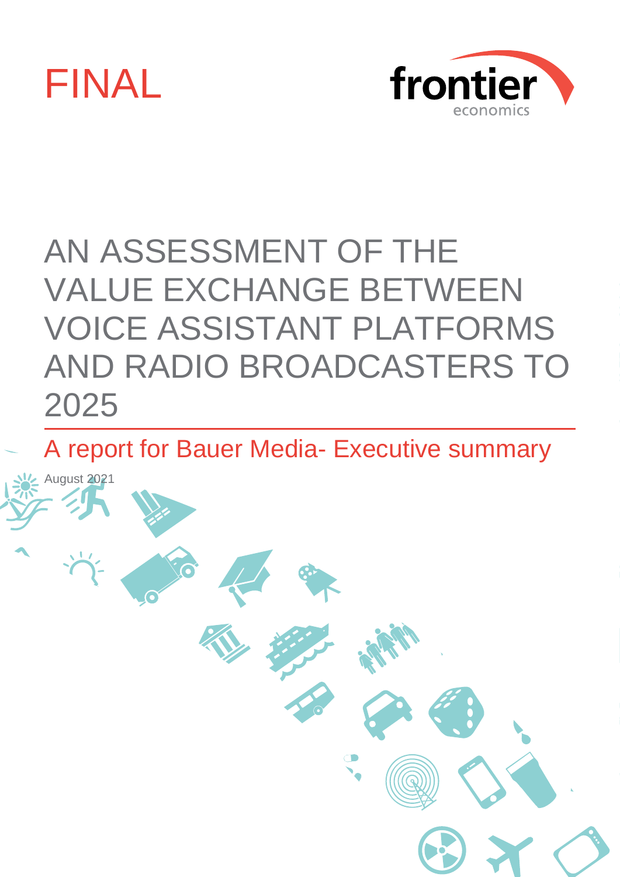FINAL

frontier economics

# AN ASSESSMENT OF THE VALUE EXCHANGE BETWEEN VOICE ASSISTANT PLATFORMS AND RADIO BROADCASTERS TO 2025

## A report for Bauer Media- Executive summary

August 2021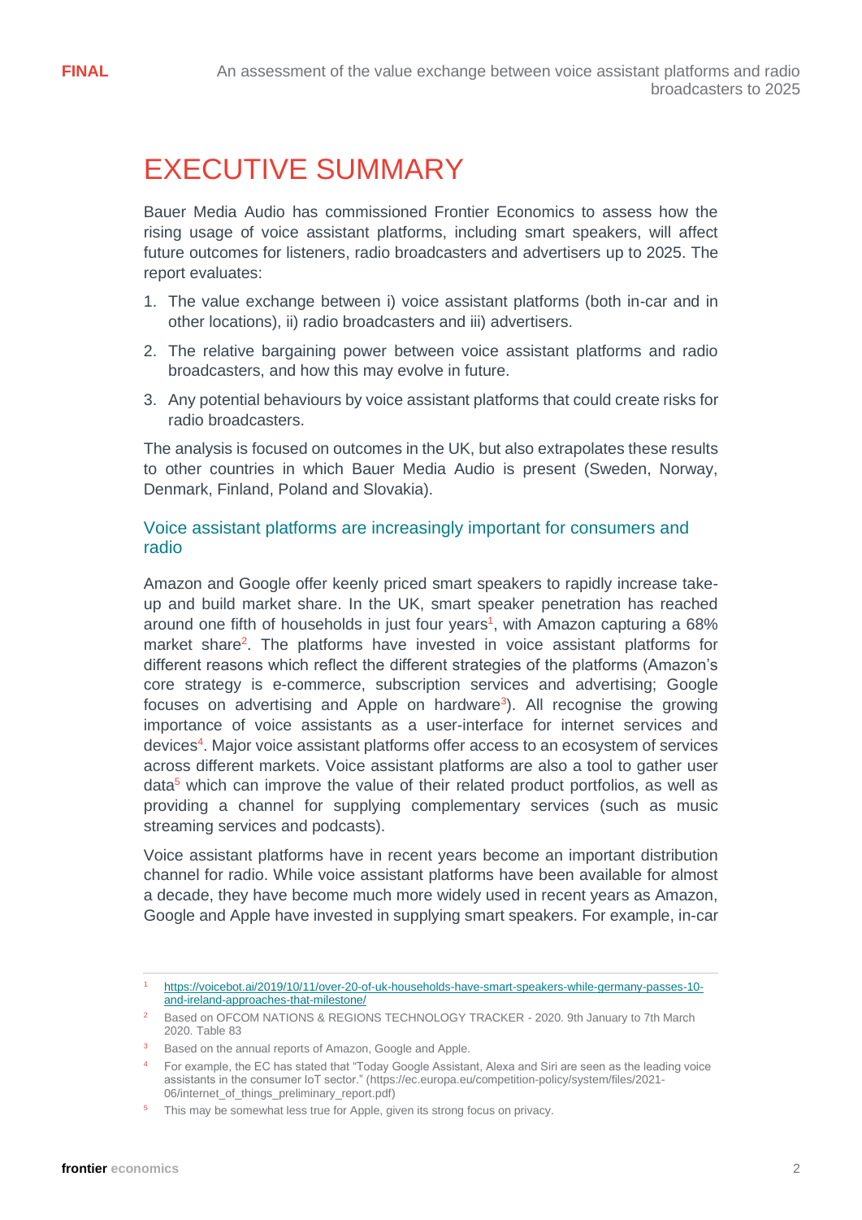# EXECUTIVE SUMMARY

Bauer Media Audio has commissioned Frontier Economics to assess how the rising usage of voice assistant platforms, including smart speakers, will affect future outcomes for listeners, radio broadcasters and advertisers up to 2025. The report evaluates:

1. The value exchange between i) voice assistant platforms (both in-car and in other locations), ii) radio broadcasters and iii) advertisers.
2. The relative bargaining power between voice assistant platforms and radio broadcasters, and how this may evolve in future.
3. Any potential behaviours by voice assistant platforms that could create risks for radio broadcasters.

The analysis is focused on outcomes in the UK, but also extrapolates these results to other countries in which Bauer Media Audio is present (Sweden, Norway, Denmark, Finland, Poland and Slovakia).

## Voice assistant platforms are increasingly important for consumers and radio

Amazon and Google offer keenly priced smart speakers to rapidly increase take-up and build market share. In the UK, smart speaker penetration has reached around one fifth of households in just four years[1], with Amazon capturing a 68% market share[2]. The platforms have invested in voice assistant platforms for different reasons which reflect the different strategies of the platforms (Amazon's core strategy is e-commerce, subscription services and advertising; Google focuses on advertising and Apple on hardware[3]). All recognise the growing importance of voice assistants as a user-interface for internet services and devices[4]. Major voice assistant platforms offer access to an ecosystem of services across different markets. Voice assistant platforms are also a tool to gather user data[5] which can improve the value of their related product portfolios, as well as providing a channel for supplying complementary services (such as music streaming services and podcasts).

Voice assistant platforms have in recent years become an important distribution channel for radio. While voice assistant platforms have been available for almost a decade, they have become much more widely used in recent years as Amazon, Google and Apple have invested in supplying smart speakers. For example, in-car

---

[1] https://voicebot.ai/2019/10/11/over-20-of-uk-households-have-smart-speakers-while-germany-passes-10-and-ireland-approaches-that-milestone/

[2] Based on OFCOM NATIONS & REGIONS TECHNOLOGY TRACKER - 2020. 9th January to 7th March 2020. Table 83

[3] Based on the annual reports of Amazon, Google and Apple.

[4] For example, the EC has stated that "Today Google Assistant, Alexa and Siri are seen as the leading voice assistants in the consumer IoT sector." (https://ec.europa.eu/competition-policy/system/files/2021-06/internet_of_things_preliminary_report.pdf)

[5] This may be somewhat less true for Apple, given its strong focus on privacy.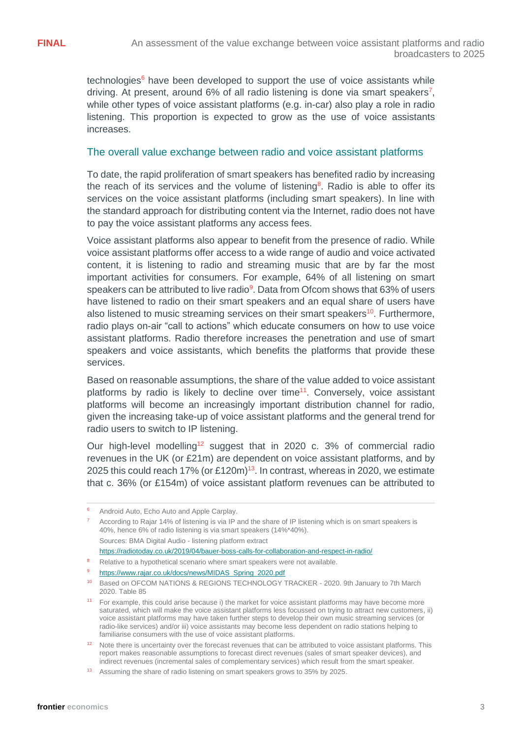technologies[6] have been developed to support the use of voice assistants while driving. At present, around 6% of all radio listening is done via smart speakers[7], while other types of voice assistant platforms (e.g. in-car) also play a role in radio listening. This proportion is expected to grow as the use of voice assistants increases.

## The overall value exchange between radio and voice assistant platforms

To date, the rapid proliferation of smart speakers has benefited radio by increasing the reach of its services and the volume of listening[8]. Radio is able to offer its services on the voice assistant platforms (including smart speakers). In line with the standard approach for distributing content via the Internet, radio does not have to pay the voice assistant platforms any access fees.

Voice assistant platforms also appear to benefit from the presence of radio. While voice assistant platforms offer access to a wide range of audio and voice activated content, it is listening to radio and streaming music that are by far the most important activities for consumers. For example, 64% of all listening on smart speakers can be attributed to live radio[9]. Data from Ofcom shows that 63% of users have listened to radio on their smart speakers and an equal share of users have also listened to music streaming services on their smart speakers[10]. Furthermore, radio plays on-air "call to actions" which educate consumers on how to use voice assistant platforms. Radio therefore increases the penetration and use of smart speakers and voice assistants, which benefits the platforms that provide these services.

Based on reasonable assumptions, the share of the value added to voice assistant platforms by radio is likely to decline over time[11]. Conversely, voice assistant platforms will become an increasingly important distribution channel for radio, given the increasing take-up of voice assistant platforms and the general trend for radio users to switch to IP listening.

Our high-level modelling[12] suggest that in 2020 c. 3% of commercial radio revenues in the UK (or £21m) are dependent on voice assistant platforms, and by 2025 this could reach 17% (or £120m)[13]. In contrast, whereas in 2020, we estimate that c. 36% (or £154m) of voice assistant platform revenues can be attributed to

---

[6] Android Auto, Echo Auto and Apple Carplay.

[7] According to Rajar 14% of listening is via IP and the share of IP listening which is on smart speakers is 40%, hence 6% of radio listening is via smart speakers (14%*40%).
Sources: BMA Digital Audio - listening platform extract
https://radiotoday.co.uk/2019/04/bauer-boss-calls-for-collaboration-and-respect-in-radio/

[8] Relative to a hypothetical scenario where smart speakers were not available.

[9] https://www.rajar.co.uk/docs/news/MIDAS_Spring_2020.pdf

[10] Based on OFCOM NATIONS & REGIONS TECHNOLOGY TRACKER - 2020. 9th January to 7th March 2020. Table 85

[11] For example, this could arise because i) the market for voice assistant platforms may have become more saturated, which will make the voice assistant platforms less focussed on trying to attract new customers, ii) voice assistant platforms may have taken further steps to develop their own music streaming services (or radio-like services) and/or iii) voice assistants may become less dependent on radio stations helping to familiarise consumers with the use of voice assistant platforms.

[12] Note there is uncertainty over the forecast revenues that can be attributed to voice assistant platforms. This report makes reasonable assumptions to forecast direct revenues (sales of smart speaker devices), and indirect revenues (incremental sales of complementary services) which result from the smart speaker.

[13] Assuming the share of radio listening on smart speakers grows to 35% by 2025.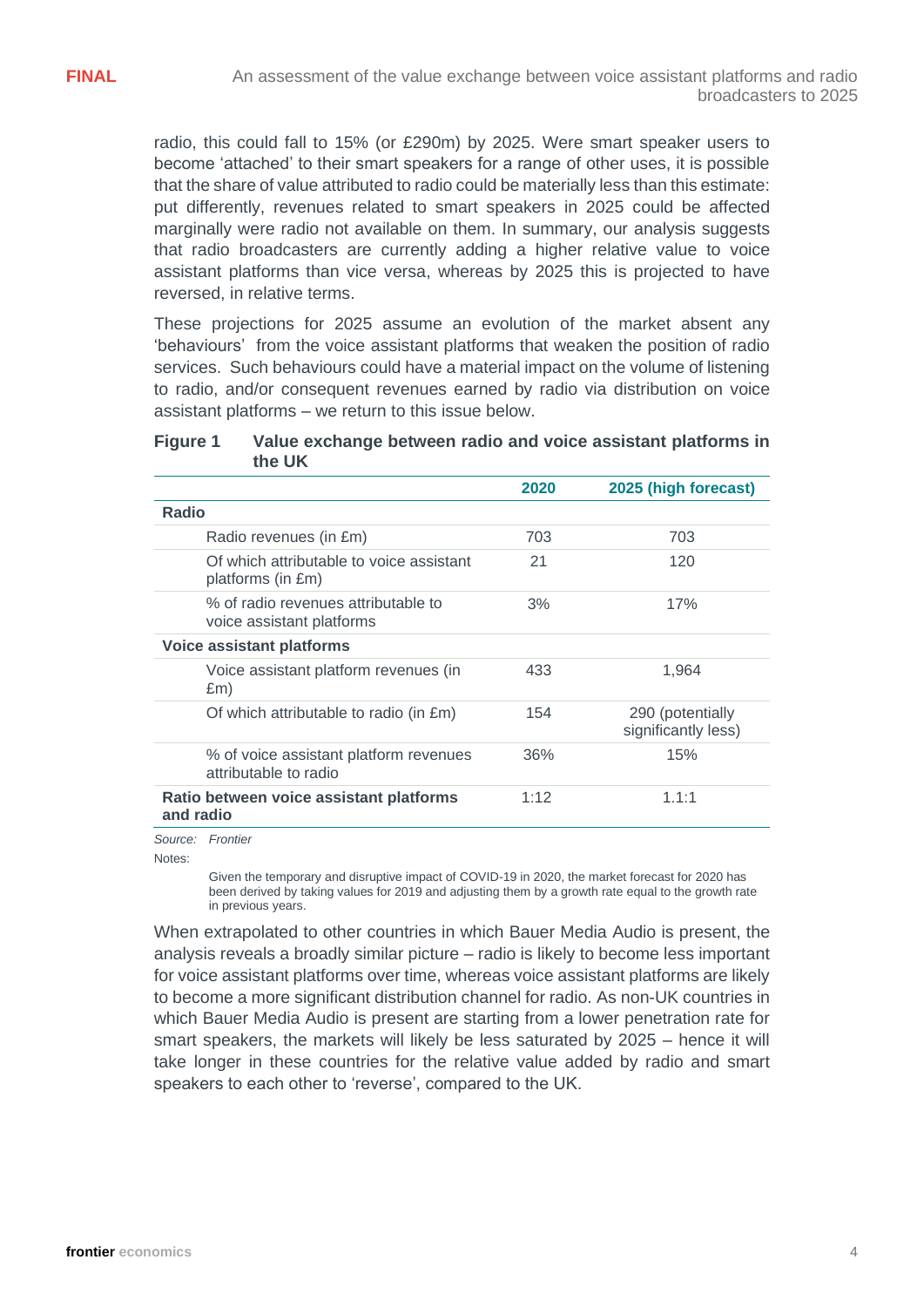radio, this could fall to 15% (or £290m) by 2025. Were smart speaker users to become 'attached' to their smart speakers for a range of other uses, it is possible that the share of value attributed to radio could be materially less than this estimate: put differently, revenues related to smart speakers in 2025 could be affected marginally were radio not available on them. In summary, our analysis suggests that radio broadcasters are currently adding a higher relative value to voice assistant platforms than vice versa, whereas by 2025 this is projected to have reversed, in relative terms.

These projections for 2025 assume an evolution of the market absent any 'behaviours' from the voice assistant platforms that weaken the position of radio services. Such behaviours could have a material impact on the volume of listening to radio, and/or consequent revenues earned by radio via distribution on voice assistant platforms – we return to this issue below.

**Figure 1 Value exchange between radio and voice assistant platforms in the UK**

| | 2020 | 2025 (high forecast) |
|---|---|---|
| **Radio** | | |
| Radio revenues (in £m) | 703 | 703 |
| Of which attributable to voice assistant platforms (in £m) | 21 | 120 |
| % of radio revenues attributable to voice assistant platforms | 3% | 17% |
| **Voice assistant platforms** | | |
| Voice assistant platform revenues (in £m) | 433 | 1,964 |
| Of which attributable to radio (in £m) | 154 | 290 (potentially significantly less) |
| % of voice assistant platform revenues attributable to radio | 36% | 15% |
| **Ratio between voice assistant platforms and radio** | 1:12 | 1.1:1 |

*Source: Frontier*

Notes:

Given the temporary and disruptive impact of COVID-19 in 2020, the market forecast for 2020 has been derived by taking values for 2019 and adjusting them by a growth rate equal to the growth rate in previous years.

When extrapolated to other countries in which Bauer Media Audio is present, the analysis reveals a broadly similar picture – radio is likely to become less important for voice assistant platforms over time, whereas voice assistant platforms are likely to become a more significant distribution channel for radio. As non-UK countries in which Bauer Media Audio is present are starting from a lower penetration rate for smart speakers, the markets will likely be less saturated by 2025 – hence it will take longer in these countries for the relative value added by radio and smart speakers to each other to 'reverse', compared to the UK.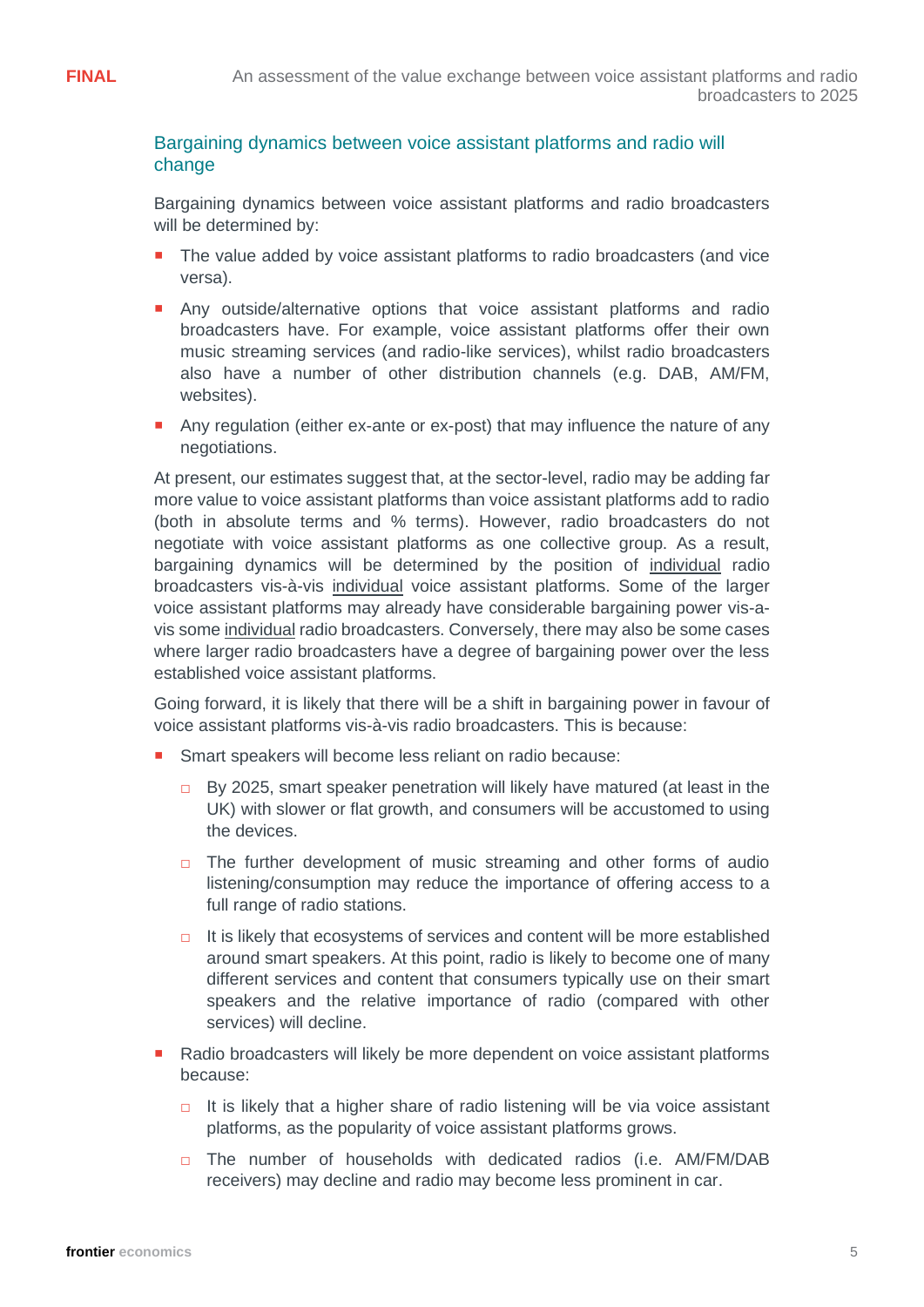## Bargaining dynamics between voice assistant platforms and radio will change

Bargaining dynamics between voice assistant platforms and radio broadcasters will be determined by:

- The value added by voice assistant platforms to radio broadcasters (and vice versa).
- Any outside/alternative options that voice assistant platforms and radio broadcasters have. For example, voice assistant platforms offer their own music streaming services (and radio-like services), whilst radio broadcasters also have a number of other distribution channels (e.g. DAB, AM/FM, websites).
- Any regulation (either ex-ante or ex-post) that may influence the nature of any negotiations.

At present, our estimates suggest that, at the sector-level, radio may be adding far more value to voice assistant platforms than voice assistant platforms add to radio (both in absolute terms and % terms). However, radio broadcasters do not negotiate with voice assistant platforms as one collective group. As a result, bargaining dynamics will be determined by the position of individual radio broadcasters vis-à-vis individual voice assistant platforms. Some of the larger voice assistant platforms may already have considerable bargaining power vis-a-vis some individual radio broadcasters. Conversely, there may also be some cases where larger radio broadcasters have a degree of bargaining power over the less established voice assistant platforms.

Going forward, it is likely that there will be a shift in bargaining power in favour of voice assistant platforms vis-à-vis radio broadcasters. This is because:

- Smart speakers will become less reliant on radio because:
  - By 2025, smart speaker penetration will likely have matured (at least in the UK) with slower or flat growth, and consumers will be accustomed to using the devices.
  - The further development of music streaming and other forms of audio listening/consumption may reduce the importance of offering access to a full range of radio stations.
  - It is likely that ecosystems of services and content will be more established around smart speakers. At this point, radio is likely to become one of many different services and content that consumers typically use on their smart speakers and the relative importance of radio (compared with other services) will decline.
- Radio broadcasters will likely be more dependent on voice assistant platforms because:
  - It is likely that a higher share of radio listening will be via voice assistant platforms, as the popularity of voice assistant platforms grows.
  - The number of households with dedicated radios (i.e. AM/FM/DAB receivers) may decline and radio may become less prominent in car.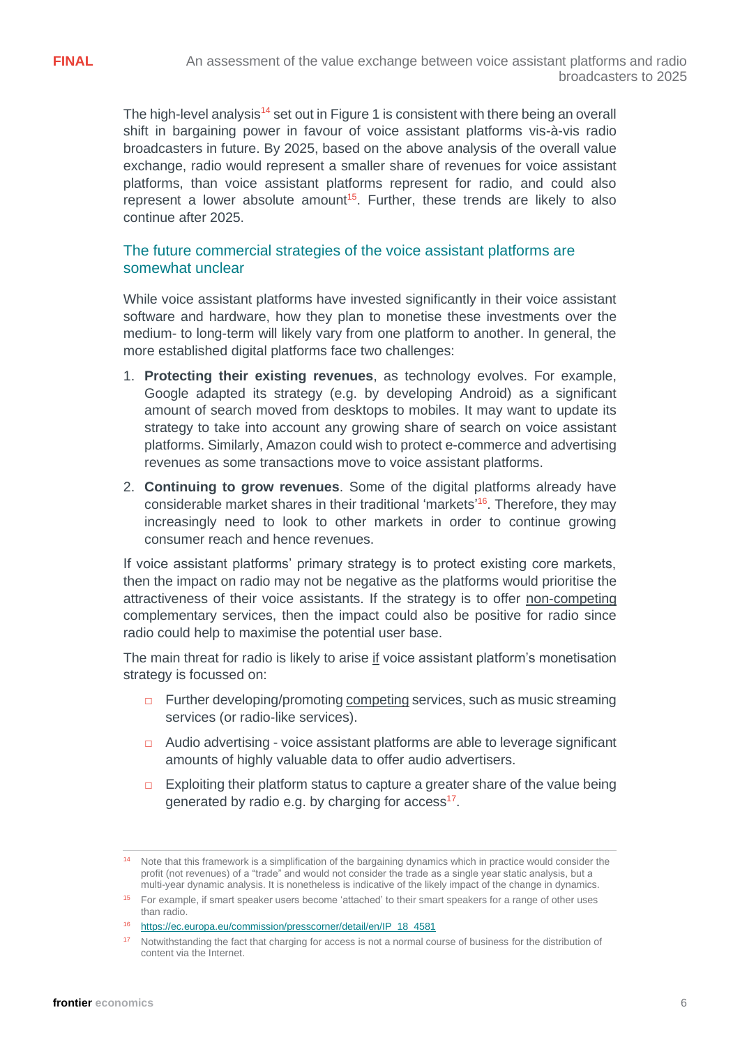The high-level analysis[14] set out in Figure 1 is consistent with there being an overall shift in bargaining power in favour of voice assistant platforms vis-à-vis radio broadcasters in future. By 2025, based on the above analysis of the overall value exchange, radio would represent a smaller share of revenues for voice assistant platforms, than voice assistant platforms represent for radio, and could also represent a lower absolute amount[15]. Further, these trends are likely to also continue after 2025.

## The future commercial strategies of the voice assistant platforms are somewhat unclear

While voice assistant platforms have invested significantly in their voice assistant software and hardware, how they plan to monetise these investments over the medium- to long-term will likely vary from one platform to another. In general, the more established digital platforms face two challenges:

1. **Protecting their existing revenues**, as technology evolves. For example, Google adapted its strategy (e.g. by developing Android) as a significant amount of search moved from desktops to mobiles. It may want to update its strategy to take into account any growing share of search on voice assistant platforms. Similarly, Amazon could wish to protect e-commerce and advertising revenues as some transactions move to voice assistant platforms.
2. **Continuing to grow revenues**. Some of the digital platforms already have considerable market shares in their traditional 'markets'[16]. Therefore, they may increasingly need to look to other markets in order to continue growing consumer reach and hence revenues.

If voice assistant platforms' primary strategy is to protect existing core markets, then the impact on radio may not be negative as the platforms would prioritise the attractiveness of their voice assistants. If the strategy is to offer <u>non-competing</u> complementary services, then the impact could also be positive for radio since radio could help to maximise the potential user base.

The main threat for radio is likely to arise <u>if</u> voice assistant platform's monetisation strategy is focussed on:

- Further developing/promoting <u>competing</u> services, such as music streaming services (or radio-like services).
- Audio advertising - voice assistant platforms are able to leverage significant amounts of highly valuable data to offer audio advertisers.
- Exploiting their platform status to capture a greater share of the value being generated by radio e.g. by charging for access[17].

---

[14] Note that this framework is a simplification of the bargaining dynamics which in practice would consider the profit (not revenues) of a "trade" and would not consider the trade as a single year static analysis, but a multi-year dynamic analysis. It is nonetheless is indicative of the likely impact of the change in dynamics.

[15] For example, if smart speaker users become 'attached' to their smart speakers for a range of other uses than radio.

[16] https://ec.europa.eu/commission/presscorner/detail/en/IP_18_4581

[17] Notwithstanding the fact that charging for access is not a normal course of business for the distribution of content via the Internet.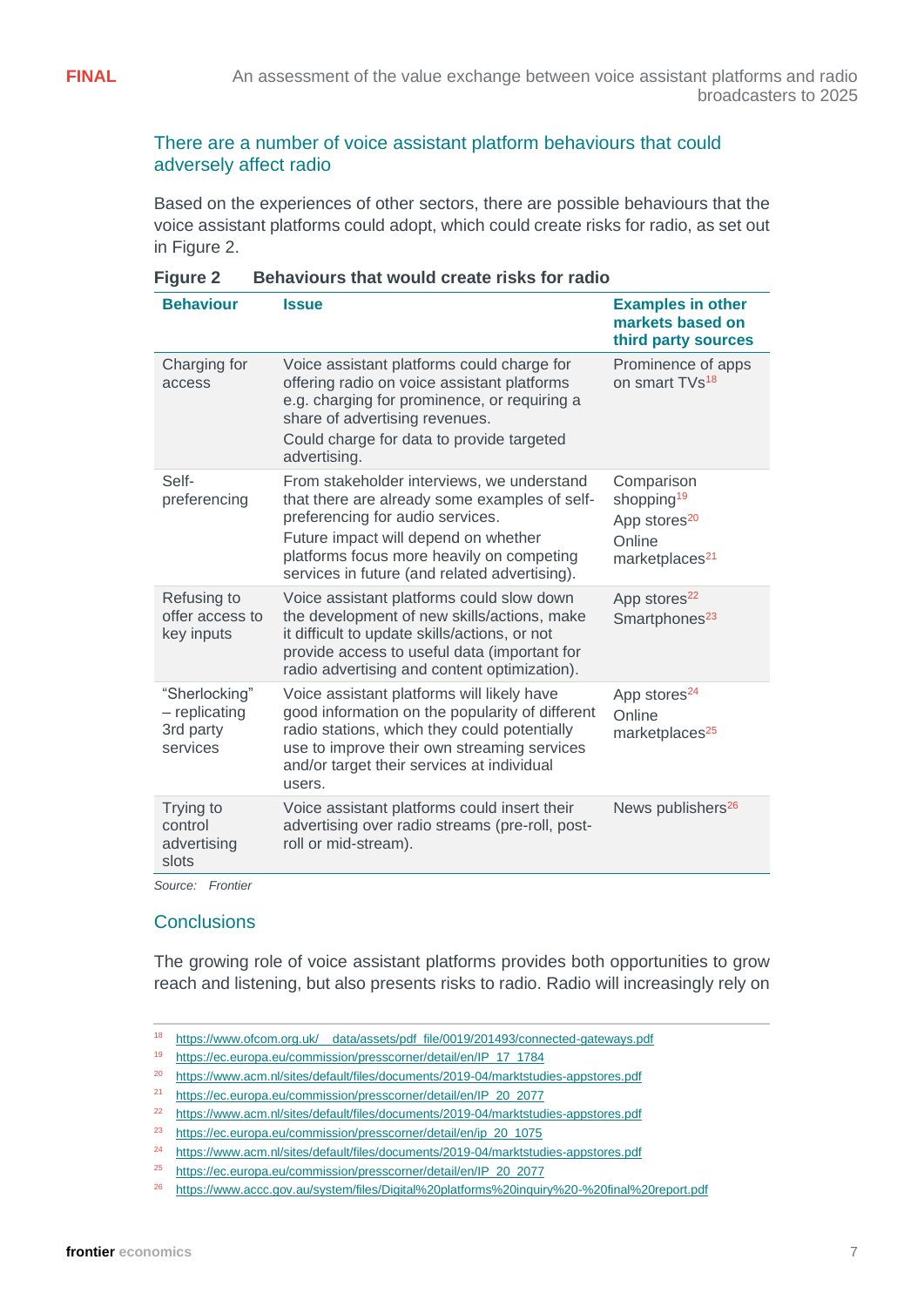## There are a number of voice assistant platform behaviours that could adversely affect radio

Based on the experiences of other sectors, there are possible behaviours that the voice assistant platforms could adopt, which could create risks for radio, as set out in Figure 2.

**Figure 2 Behaviours that would create risks for radio**

| Behaviour | Issue | Examples in other markets based on third party sources |
|---|---|---|
| Charging for access | Voice assistant platforms could charge for offering radio on voice assistant platforms e.g. charging for prominence, or requiring a share of advertising revenues. Could charge for data to provide targeted advertising. | Prominence of apps on smart TVs[18] |
| Self-preferencing | From stakeholder interviews, we understand that there are already some examples of self-preferencing for audio services. Future impact will depend on whether platforms focus more heavily on competing services in future (and related advertising). | Comparison shopping[19] App stores[20] Online marketplaces[21] |
| Refusing to offer access to key inputs | Voice assistant platforms could slow down the development of new skills/actions, make it difficult to update skills/actions, or not provide access to useful data (important for radio advertising and content optimization). | App stores[22] Smartphones[23] |
| "Sherlocking" – replicating 3rd party services | Voice assistant platforms will likely have good information on the popularity of different radio stations, which they could potentially use to improve their own streaming services and/or target their services at individual users. | App stores[24] Online marketplaces[25] |
| Trying to control advertising slots | Voice assistant platforms could insert their advertising over radio streams (pre-roll, post-roll or mid-stream). | News publishers[26] |

*Source: Frontier*

## Conclusions

The growing role of voice assistant platforms provides both opportunities to grow reach and listening, but also presents risks to radio. Radio will increasingly rely on

[18] https://www.ofcom.org.uk/__data/assets/pdf_file/0019/201493/connected-gateways.pdf
[19] https://ec.europa.eu/commission/presscorner/detail/en/IP_17_1784
[20] https://www.acm.nl/sites/default/files/documents/2019-04/marktstudies-appstores.pdf
[21] https://ec.europa.eu/commission/presscorner/detail/en/IP_20_2077
[22] https://www.acm.nl/sites/default/files/documents/2019-04/marktstudies-appstores.pdf
[23] https://ec.europa.eu/commission/presscorner/detail/en/ip_20_1075
[24] https://www.acm.nl/sites/default/files/documents/2019-04/marktstudies-appstores.pdf
[25] https://ec.europa.eu/commission/presscorner/detail/en/IP_20_2077
[26] https://www.accc.gov.au/system/files/Digital%20platforms%20inquiry%20-%20final%20report.pdf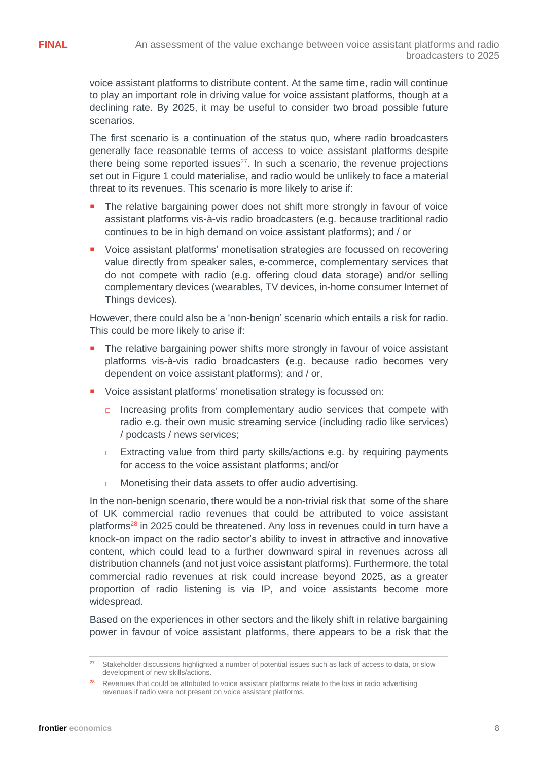voice assistant platforms to distribute content. At the same time, radio will continue to play an important role in driving value for voice assistant platforms, though at a declining rate. By 2025, it may be useful to consider two broad possible future scenarios.

The first scenario is a continuation of the status quo, where radio broadcasters generally face reasonable terms of access to voice assistant platforms despite there being some reported issues[27]. In such a scenario, the revenue projections set out in Figure 1 could materialise, and radio would be unlikely to face a material threat to its revenues. This scenario is more likely to arise if:

- The relative bargaining power does not shift more strongly in favour of voice assistant platforms vis-à-vis radio broadcasters (e.g. because traditional radio continues to be in high demand on voice assistant platforms); and / or
- Voice assistant platforms' monetisation strategies are focussed on recovering value directly from speaker sales, e-commerce, complementary services that do not compete with radio (e.g. offering cloud data storage) and/or selling complementary devices (wearables, TV devices, in-home consumer Internet of Things devices).

However, there could also be a 'non-benign' scenario which entails a risk for radio. This could be more likely to arise if:

- The relative bargaining power shifts more strongly in favour of voice assistant platforms vis-à-vis radio broadcasters (e.g. because radio becomes very dependent on voice assistant platforms); and / or,
- Voice assistant platforms' monetisation strategy is focussed on:
  - Increasing profits from complementary audio services that compete with radio e.g. their own music streaming service (including radio like services) / podcasts / news services;
  - Extracting value from third party skills/actions e.g. by requiring payments for access to the voice assistant platforms; and/or
  - Monetising their data assets to offer audio advertising.

In the non-benign scenario, there would be a non-trivial risk that some of the share of UK commercial radio revenues that could be attributed to voice assistant platforms[28] in 2025 could be threatened. Any loss in revenues could in turn have a knock-on impact on the radio sector's ability to invest in attractive and innovative content, which could lead to a further downward spiral in revenues across all distribution channels (and not just voice assistant platforms). Furthermore, the total commercial radio revenues at risk could increase beyond 2025, as a greater proportion of radio listening is via IP, and voice assistants become more widespread.

Based on the experiences in other sectors and the likely shift in relative bargaining power in favour of voice assistant platforms, there appears to be a risk that the

[27] Stakeholder discussions highlighted a number of potential issues such as lack of access to data, or slow development of new skills/actions.

[28] Revenues that could be attributed to voice assistant platforms relate to the loss in radio advertising revenues if radio were not present on voice assistant platforms.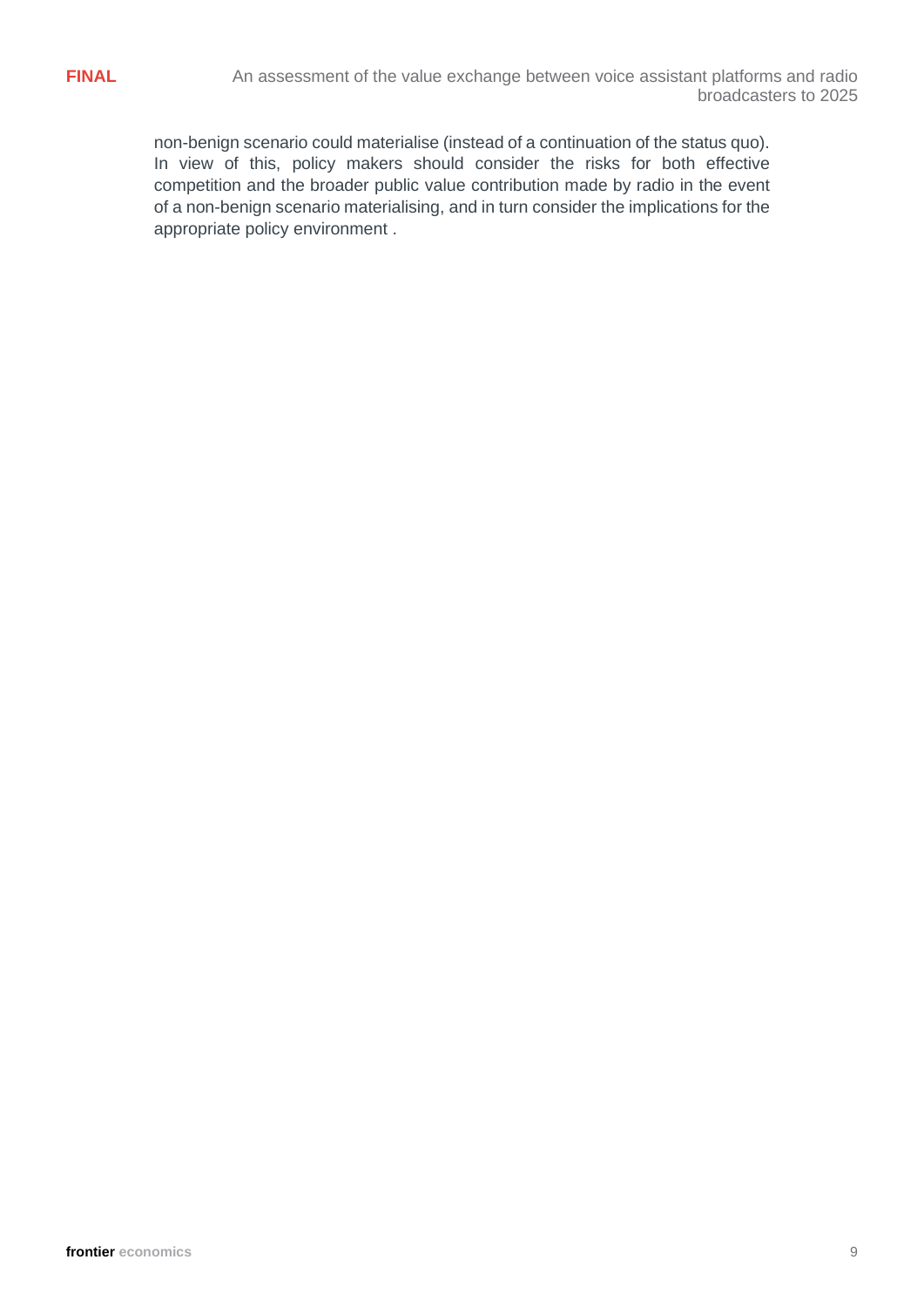non-benign scenario could materialise (instead of a continuation of the status quo). In view of this, policy makers should consider the risks for both effective competition and the broader public value contribution made by radio in the event of a non-benign scenario materialising, and in turn consider the implications for the appropriate policy environment .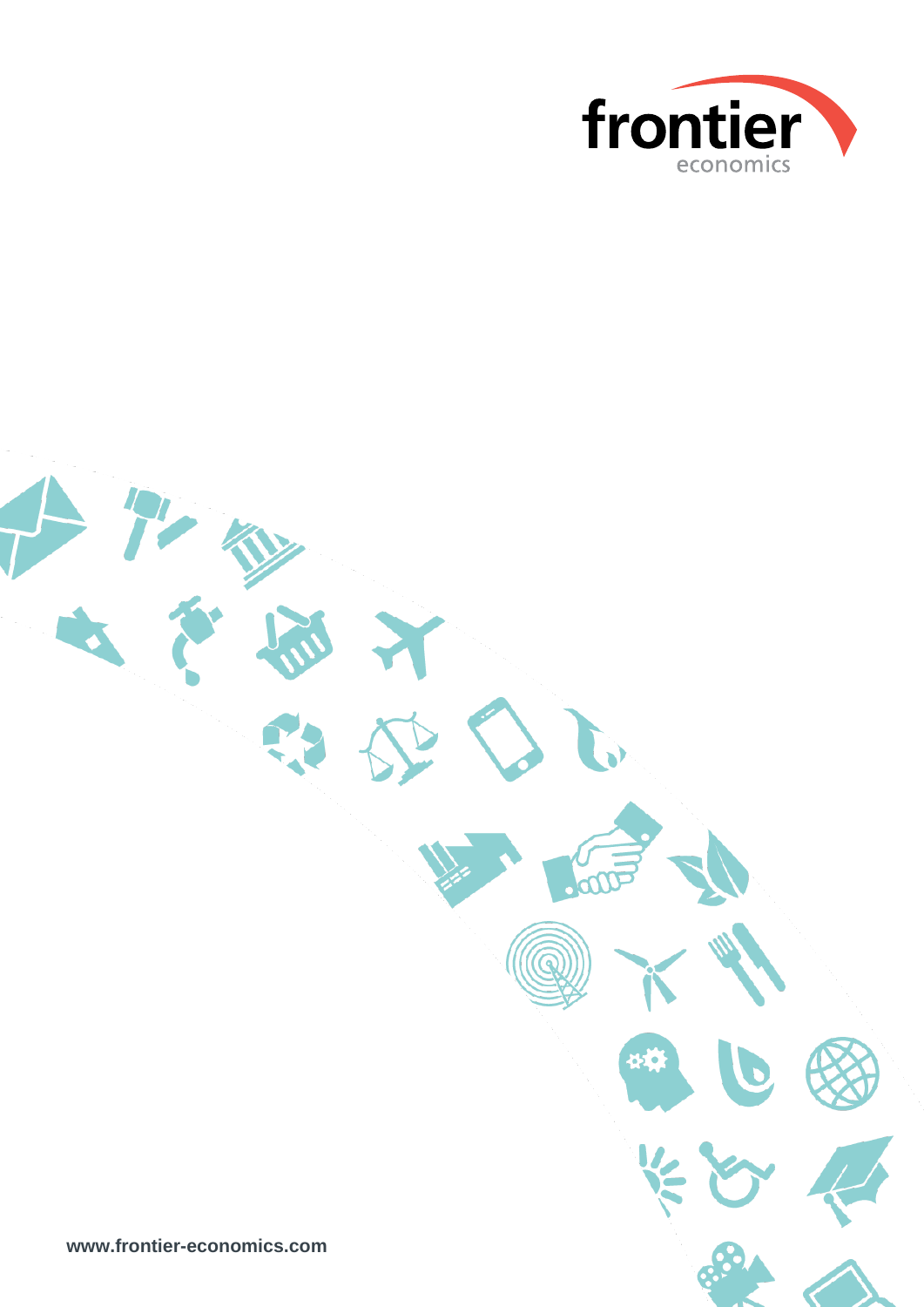frontier economics

www.frontier-economics.com